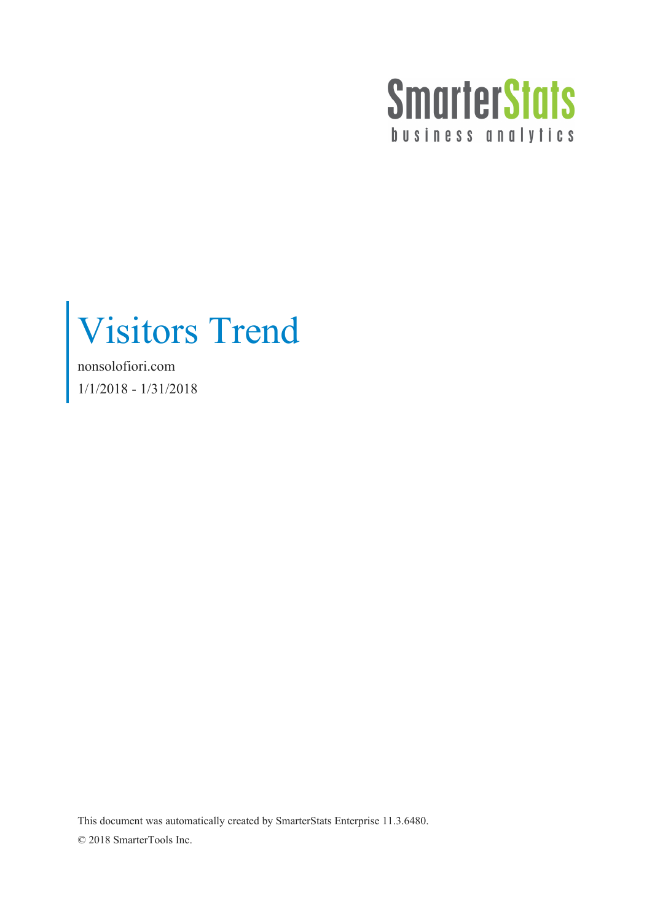SmarterStats

business analytics

# Visitors Trend

nonsolofiori.com

1/1/2018 - 1/31/2018

This document was automatically created by SmarterStats Enterprise 11.3.6480.

© 2018 SmarterTools Inc.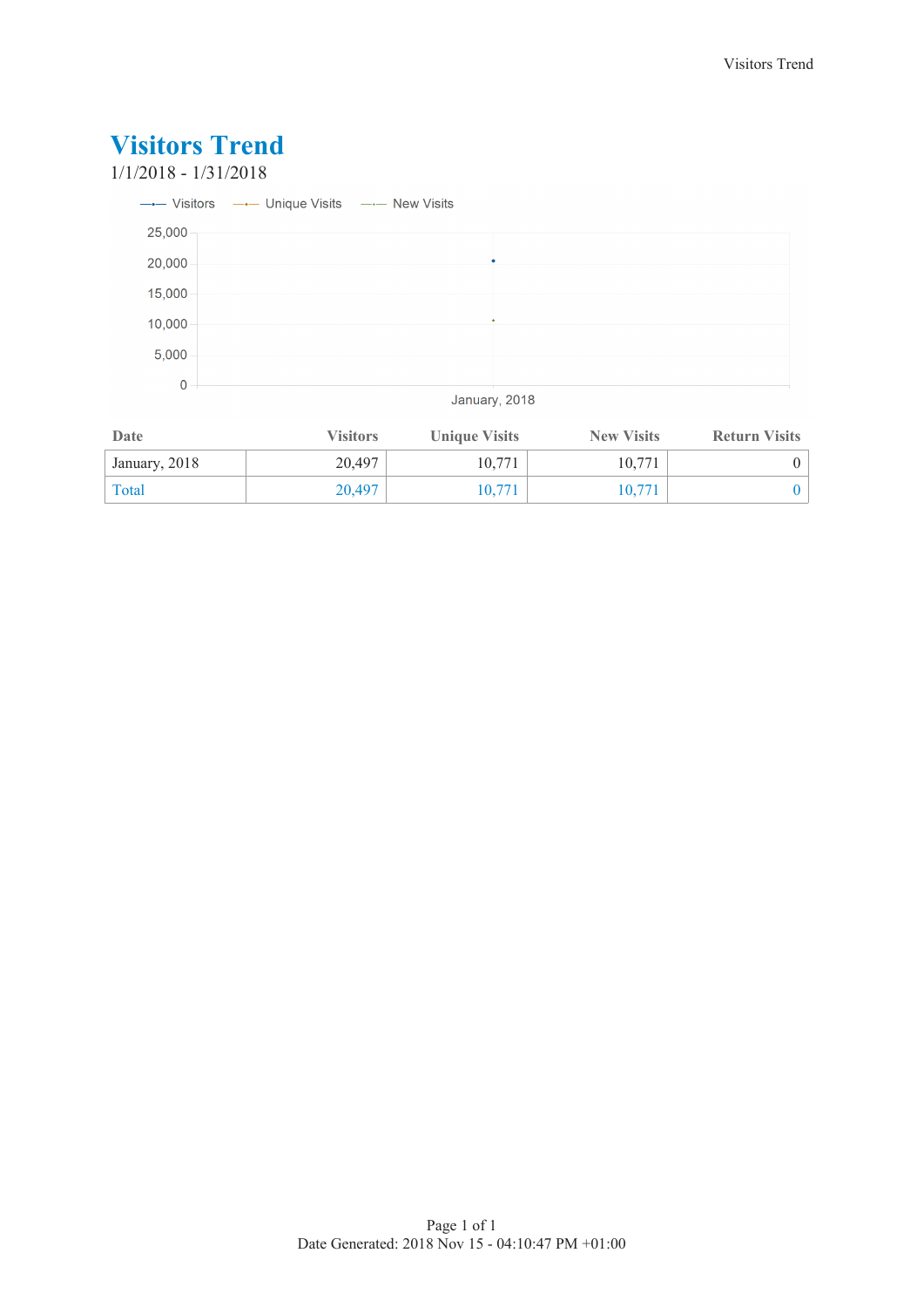# Visitors Trend

1/1/2018 - 1/31/2018

| Date | Visitors | Unique Visits | New Visits | Return Visits |
|---|---|---|---|---|
| January, 2018 | 20,497 | 10,771 | 10,771 | 0 |
| Total | 20,497 | 10,771 | 10,771 | 0 |

Date Generated: 2018 Nov 15 - 04:10:47 PM +01:00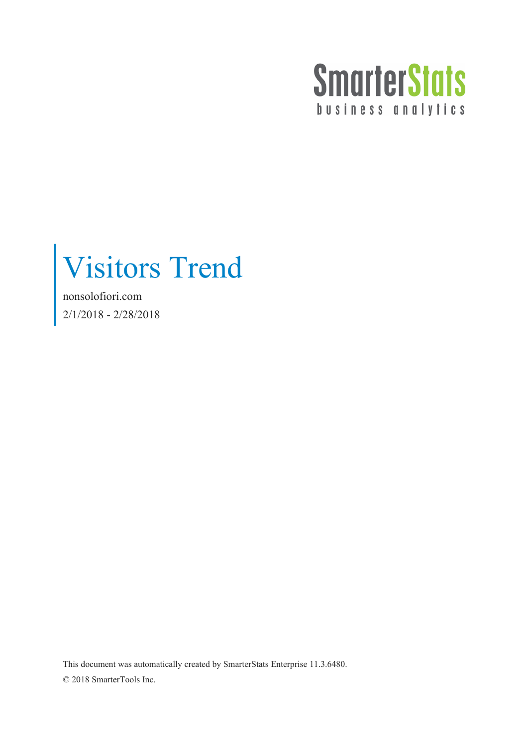SmarterStats
business analytics

# Visitors Trend

nonsolofiori.com

2/1/2018 - 2/28/2018

This document was automatically created by SmarterStats Enterprise 11.3.6480.

© 2018 SmarterTools Inc.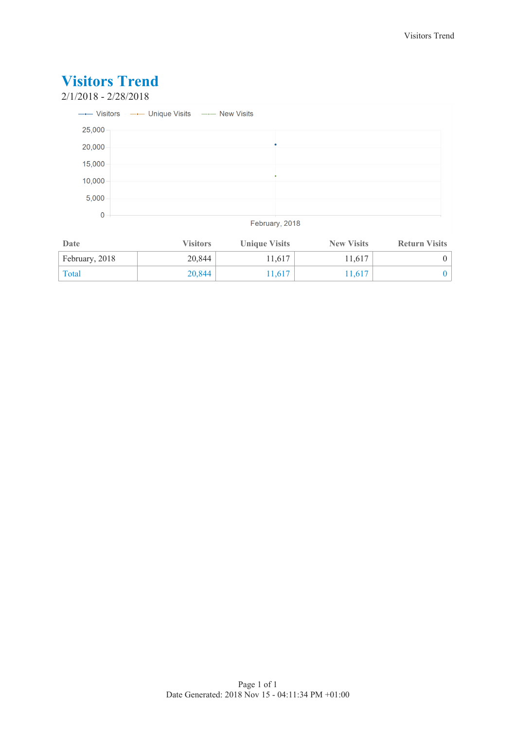# Visitors Trend

2/1/2018 - 2/28/2018

| Date | Visitors | Unique Visits | New Visits | Return Visits |
|---|---|---|---|---|
| February, 2018 | 20,844 | 11,617 | 11,617 | 0 |
| Total | 20,844 | 11,617 | 11,617 | 0 |

Date Generated: 2018 Nov 15 - 04:11:34 PM +01:00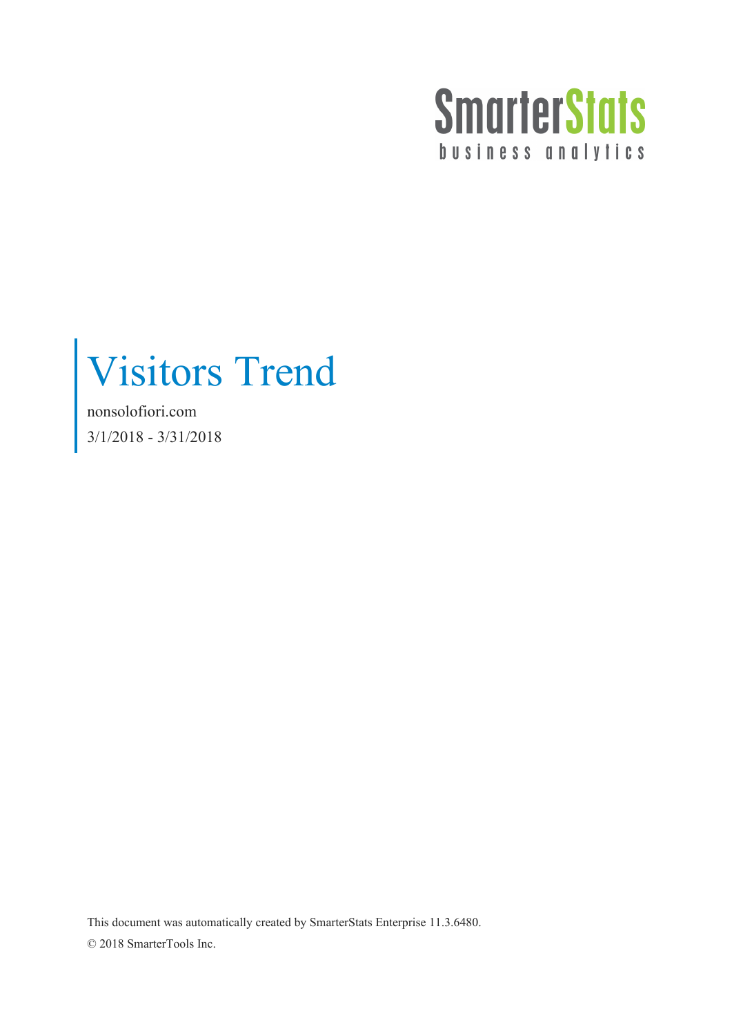SmarterStats
business analytics

# Visitors Trend

nonsolofiori.com

3/1/2018 - 3/31/2018

This document was automatically created by SmarterStats Enterprise 11.3.6480.

© 2018 SmarterTools Inc.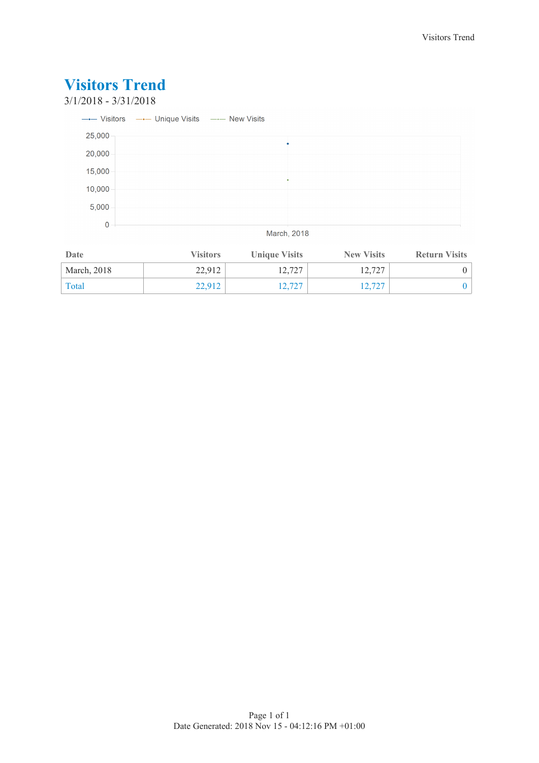# Visitors Trend

3/1/2018 - 3/31/2018

| Date | Visitors | Unique Visits | New Visits | Return Visits |
|---|---|---|---|---|
| March, 2018 | 22,912 | 12,727 | 12,727 | 0 |
| Total | 22,912 | 12,727 | 12,727 | 0 |

Date Generated: 2018 Nov 15 - 04:12:16 PM +01:00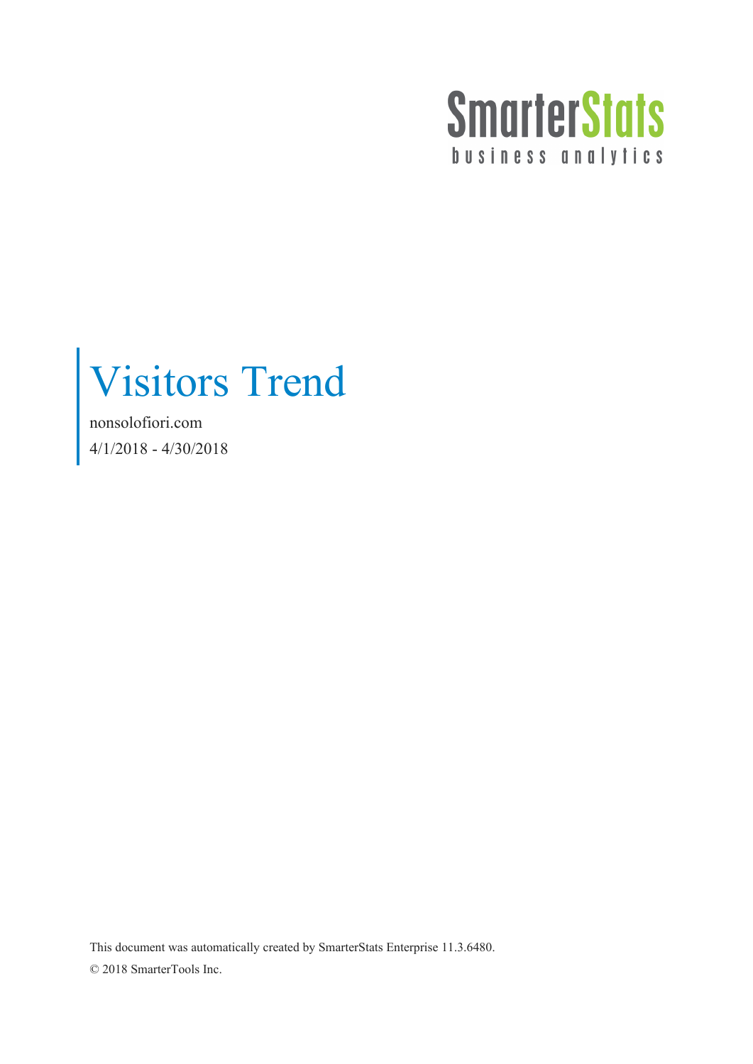SmarterStats
business analytics

# Visitors Trend

nonsolofiori.com

4/1/2018 - 4/30/2018

This document was automatically created by SmarterStats Enterprise 11.3.6480.

© 2018 SmarterTools Inc.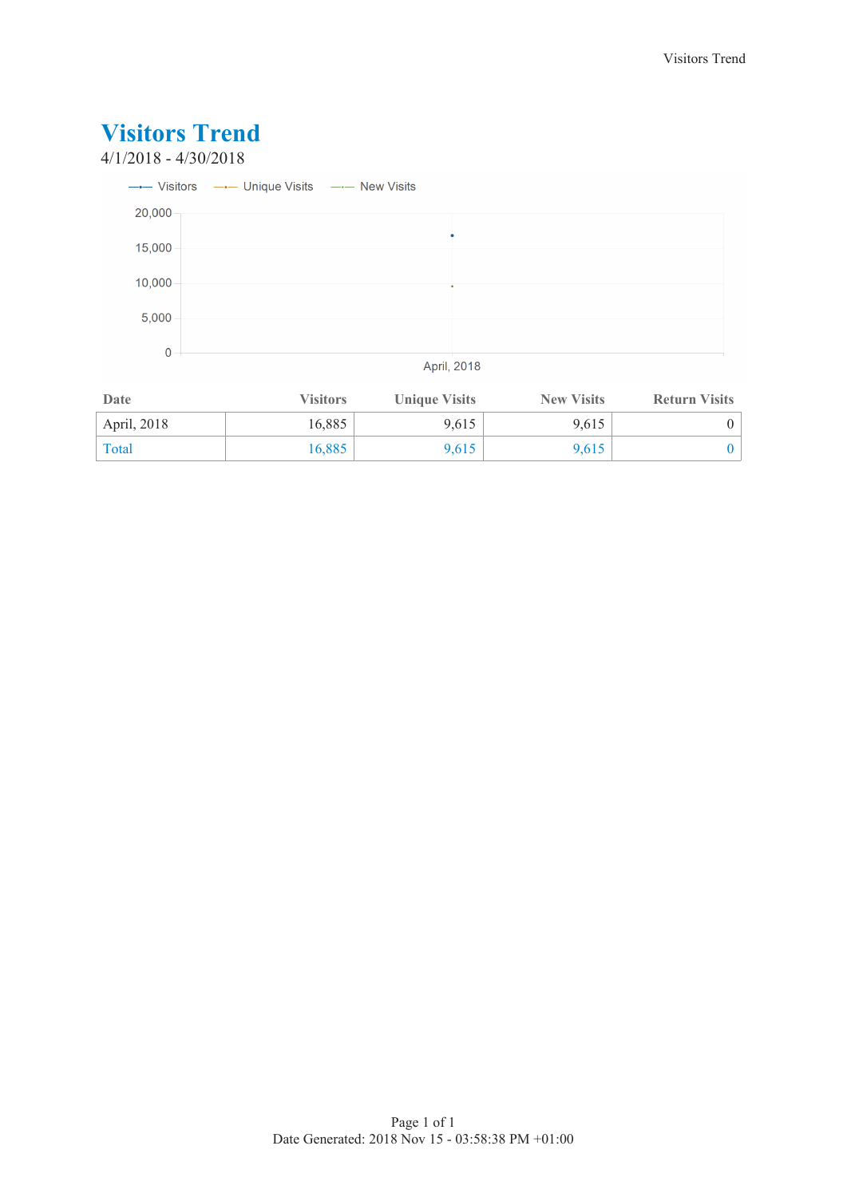# Visitors Trend

4/1/2018 - 4/30/2018

| Date | Visitors | Unique Visits | New Visits | Return Visits |
|---|---|---|---|---|
| April, 2018 | 16,885 | 9,615 | 9,615 | 0 |
| Total | 16,885 | 9,615 | 9,615 | 0 |

Date Generated: 2018 Nov 15 - 03:58:38 PM +01:00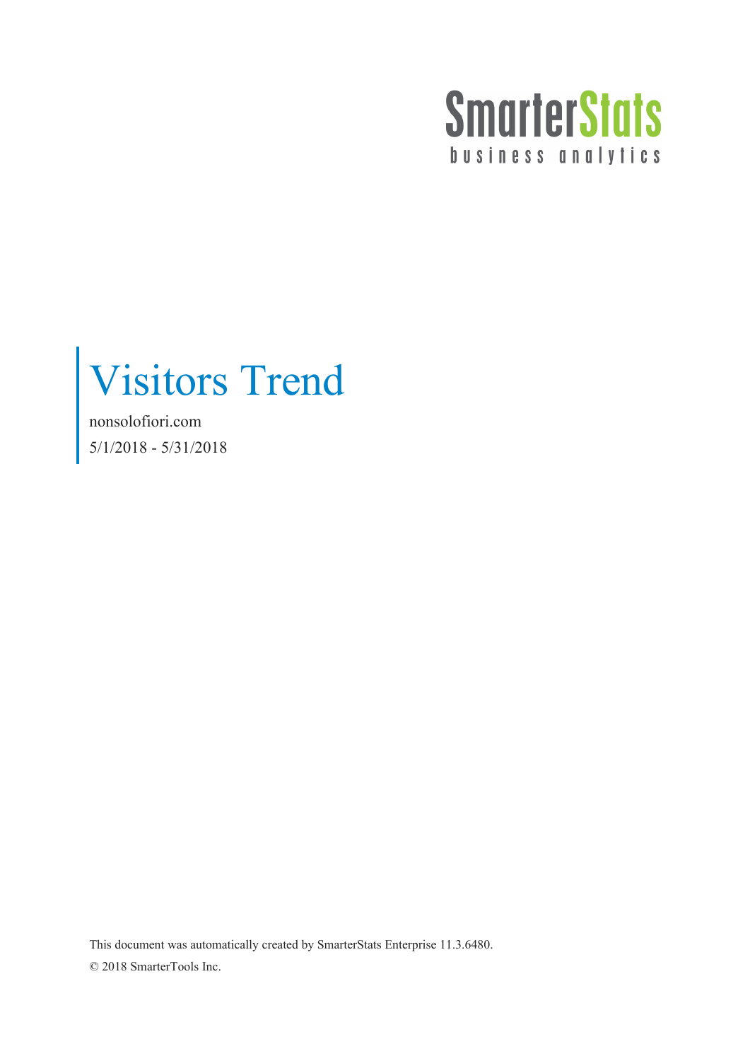SmarterStats

business analytics

# Visitors Trend

nonsolofiori.com

5/1/2018 - 5/31/2018

This document was automatically created by SmarterStats Enterprise 11.3.6480.

© 2018 SmarterTools Inc.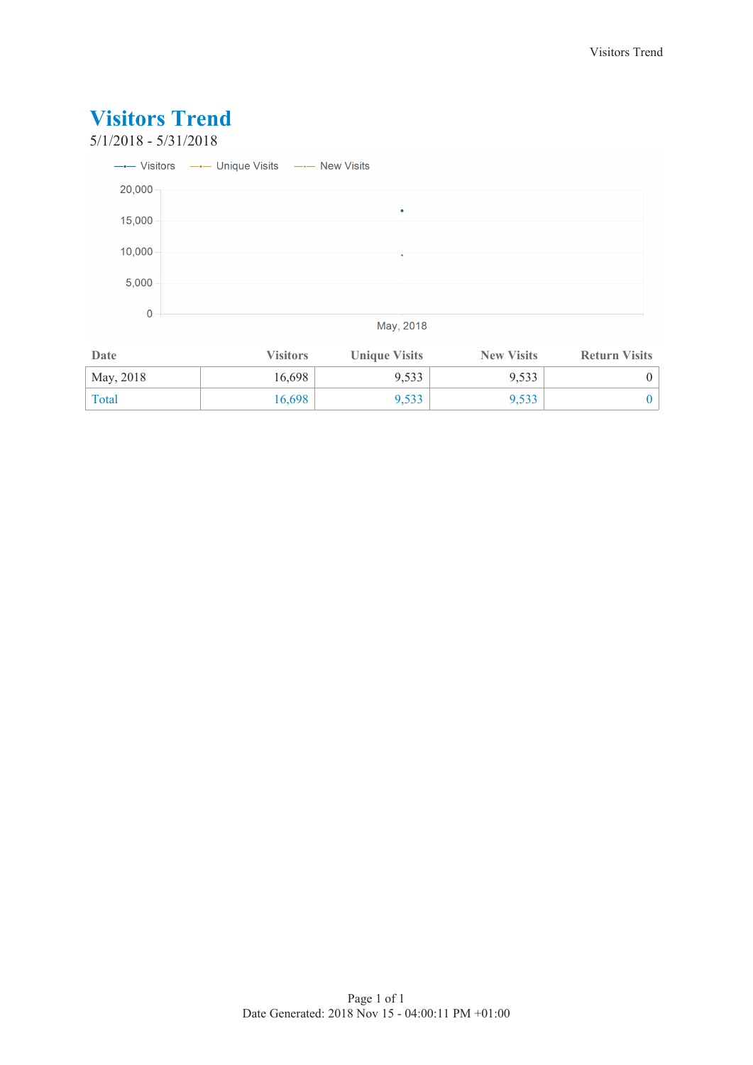# Visitors Trend

5/1/2018 - 5/31/2018

| Date | Visitors | Unique Visits | New Visits | Return Visits |
|---|---|---|---|---|
| May, 2018 | 16,698 | 9,533 | 9,533 | 0 |
| Total | 16,698 | 9,533 | 9,533 | 0 |

Date Generated: 2018 Nov 15 - 04:00:11 PM +01:00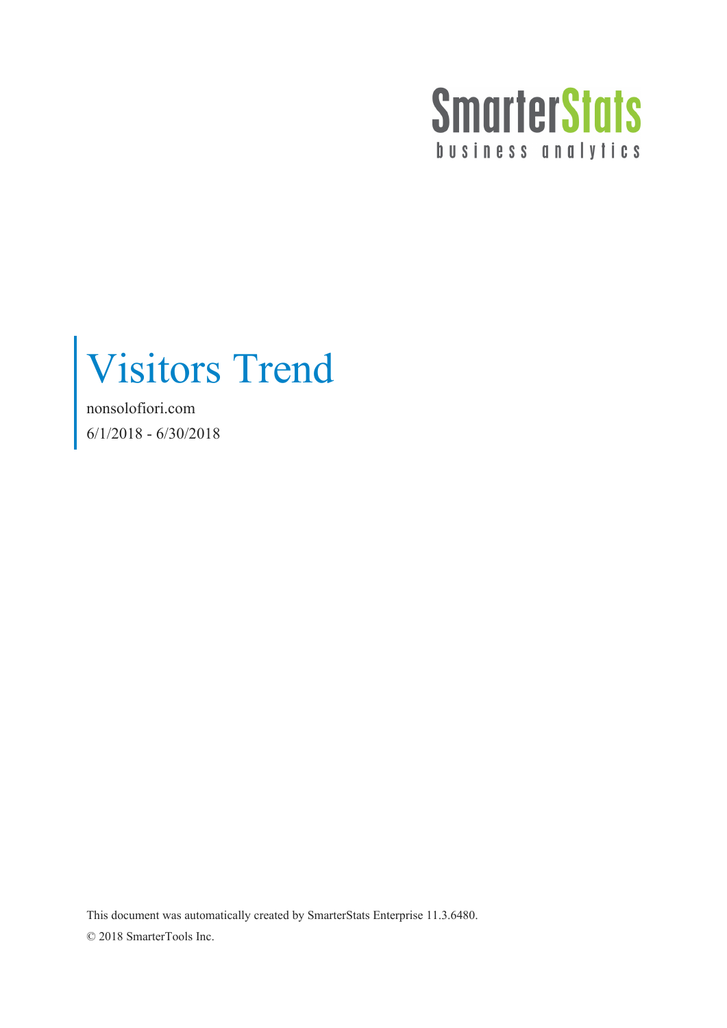SmarterStats
business analytics

# Visitors Trend

nonsolofiori.com

6/1/2018 - 6/30/2018

This document was automatically created by SmarterStats Enterprise 11.3.6480.

© 2018 SmarterTools Inc.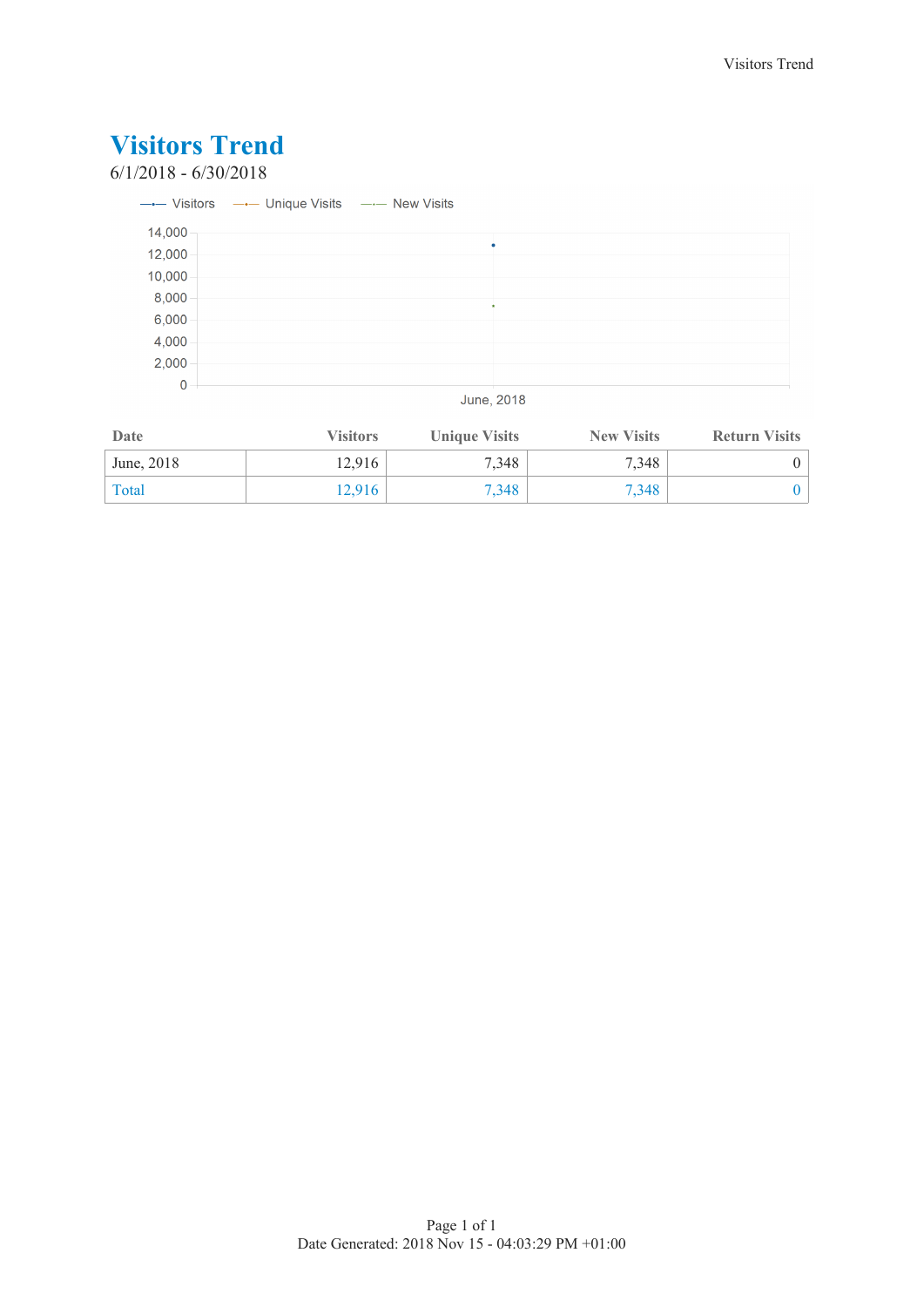# Visitors Trend

6/1/2018 - 6/30/2018

| Date | Visitors | Unique Visits | New Visits | Return Visits |
|---|---|---|---|---|
| June, 2018 | 12,916 | 7,348 | 7,348 | 0 |
| Total | 12,916 | 7,348 | 7,348 | 0 |

Date Generated: 2018 Nov 15 - 04:03:29 PM +01:00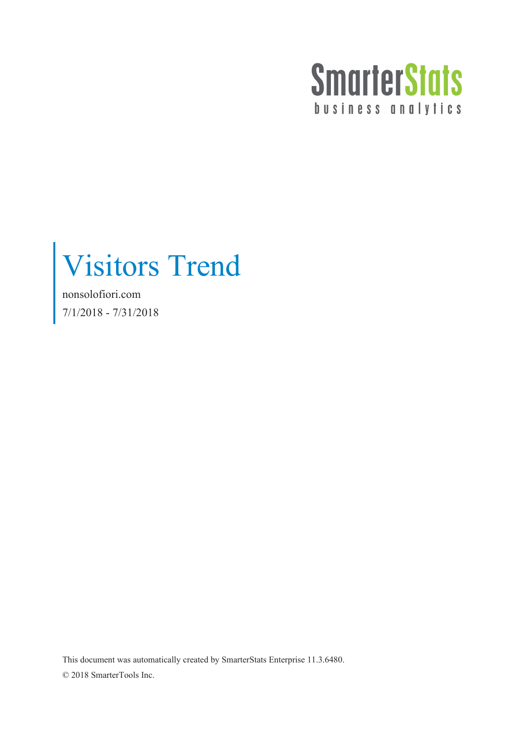SmarterStats
business analytics

# Visitors Trend

nonsolofiori.com

7/1/2018 - 7/31/2018

This document was automatically created by SmarterStats Enterprise 11.3.6480.

© 2018 SmarterTools Inc.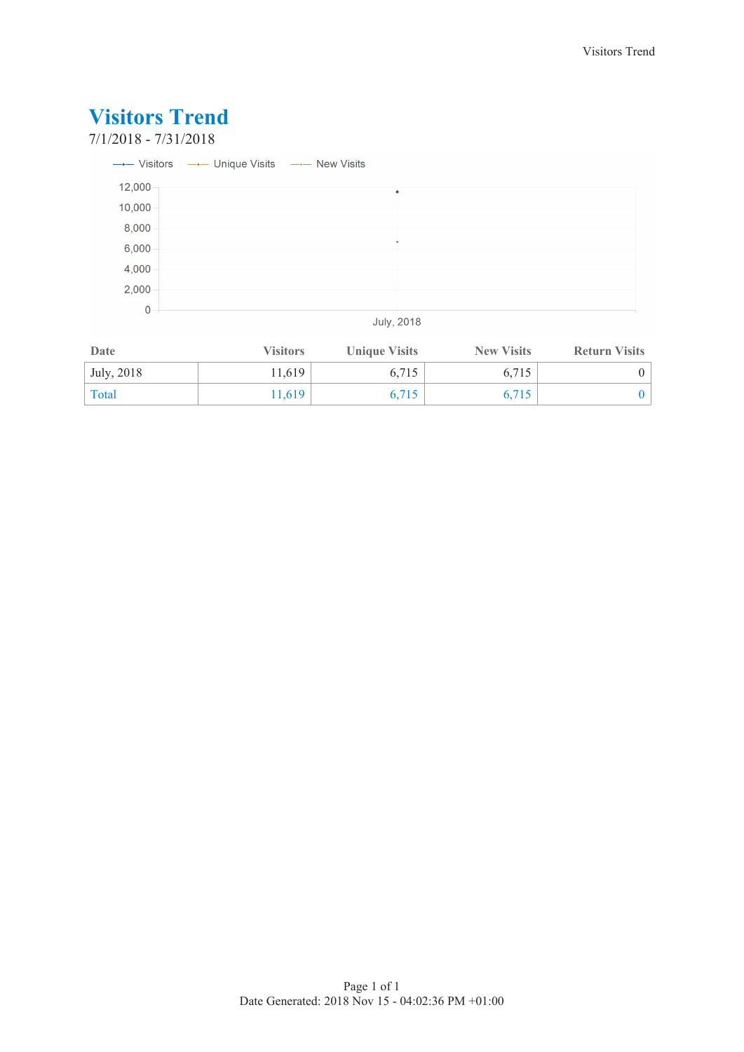# Visitors Trend

7/1/2018 - 7/31/2018

| Date | Visitors | Unique Visits | New Visits | Return Visits |
|---|---|---|---|---|
| July, 2018 | 11,619 | 6,715 | 6,715 | 0 |
| Total | 11,619 | 6,715 | 6,715 | 0 |

Date Generated: 2018 Nov 15 - 04:02:36 PM +01:00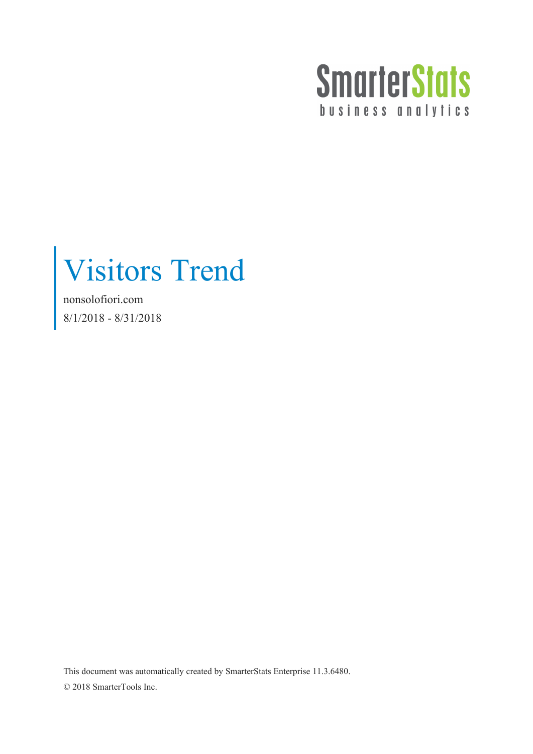SmarterStats

business analytics

# Visitors Trend

nonsolofiori.com

8/1/2018 - 8/31/2018

This document was automatically created by SmarterStats Enterprise 11.3.6480.

© 2018 SmarterTools Inc.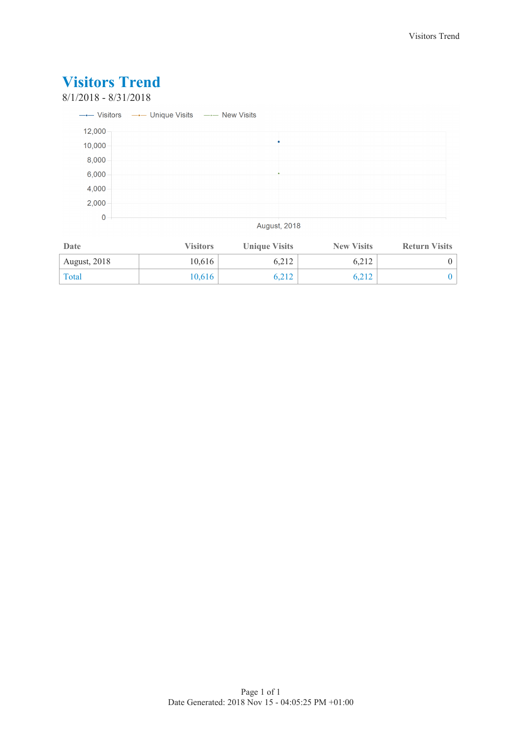# Visitors Trend

8/1/2018 - 8/31/2018

| Date | Visitors | Unique Visits | New Visits | Return Visits |
|---|---|---|---|---|
| August, 2018 | 10,616 | 6,212 | 6,212 | 0 |
| Total | 10,616 | 6,212 | 6,212 | 0 |

Date Generated: 2018 Nov 15 - 04:05:25 PM +01:00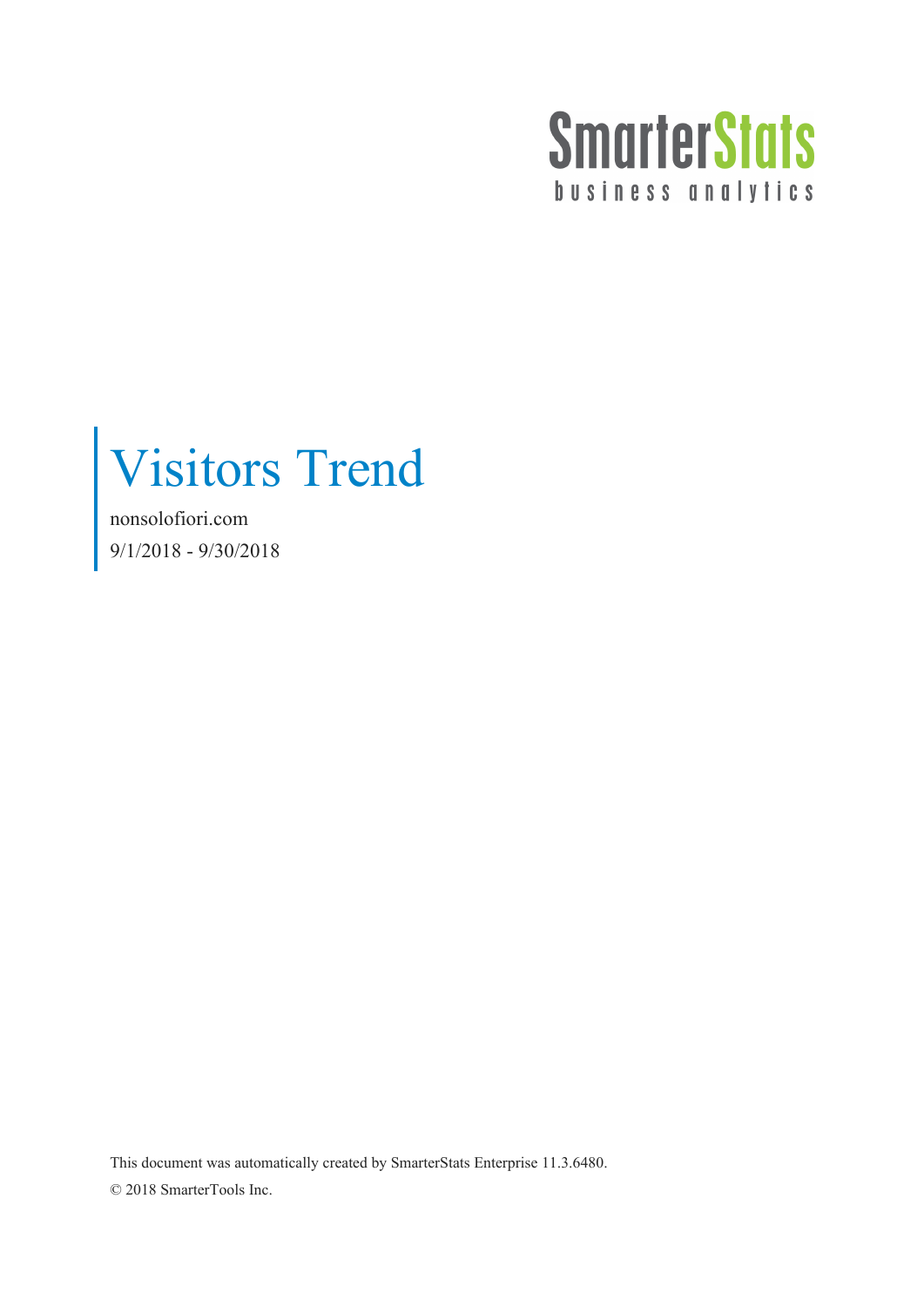SmarterStats

business analytics

# Visitors Trend

nonsolofiori.com

9/1/2018 - 9/30/2018

This document was automatically created by SmarterStats Enterprise 11.3.6480.

© 2018 SmarterTools Inc.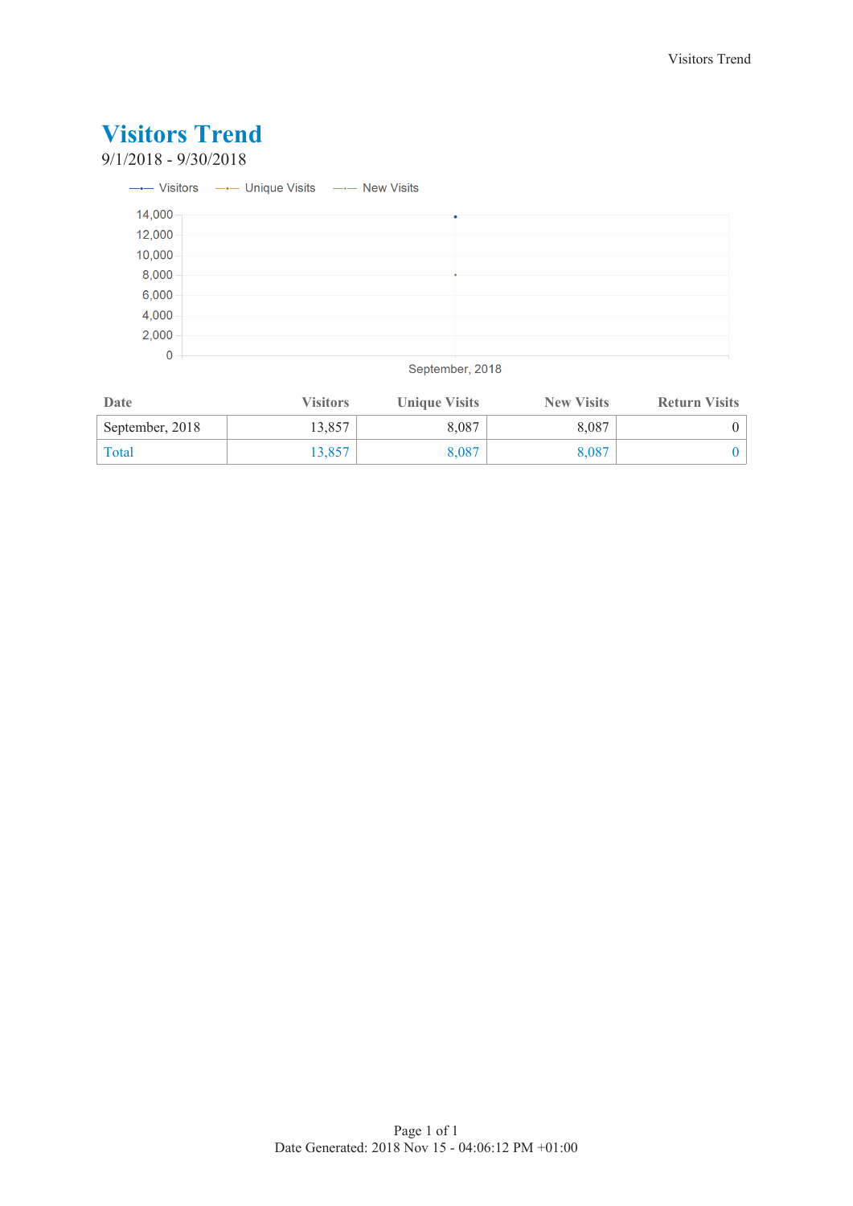# Visitors Trend

9/1/2018 - 9/30/2018

| Date | Visitors | Unique Visits | New Visits | Return Visits |
|---|---|---|---|---|
| September, 2018 | 13,857 | 8,087 | 8,087 | 0 |
| Total | 13,857 | 8,087 | 8,087 | 0 |

Date Generated: 2018 Nov 15 - 04:06:12 PM +01:00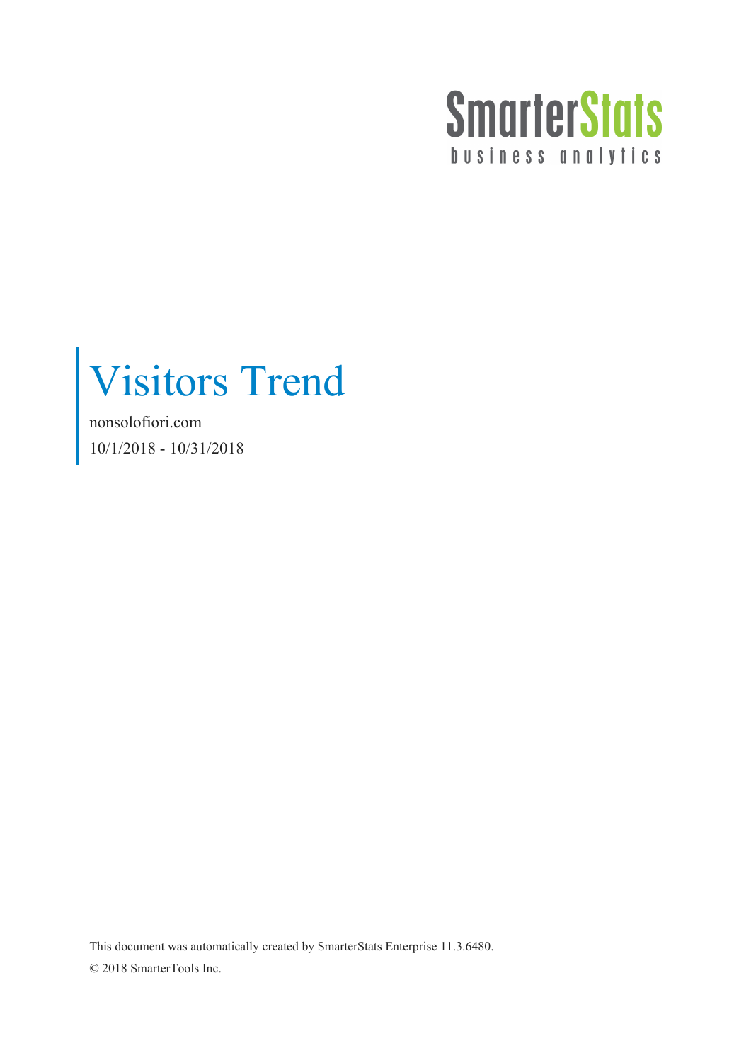SmarterStats

business analytics

# Visitors Trend

nonsolofiori.com

10/1/2018 - 10/31/2018

This document was automatically created by SmarterStats Enterprise 11.3.6480.

© 2018 SmarterTools Inc.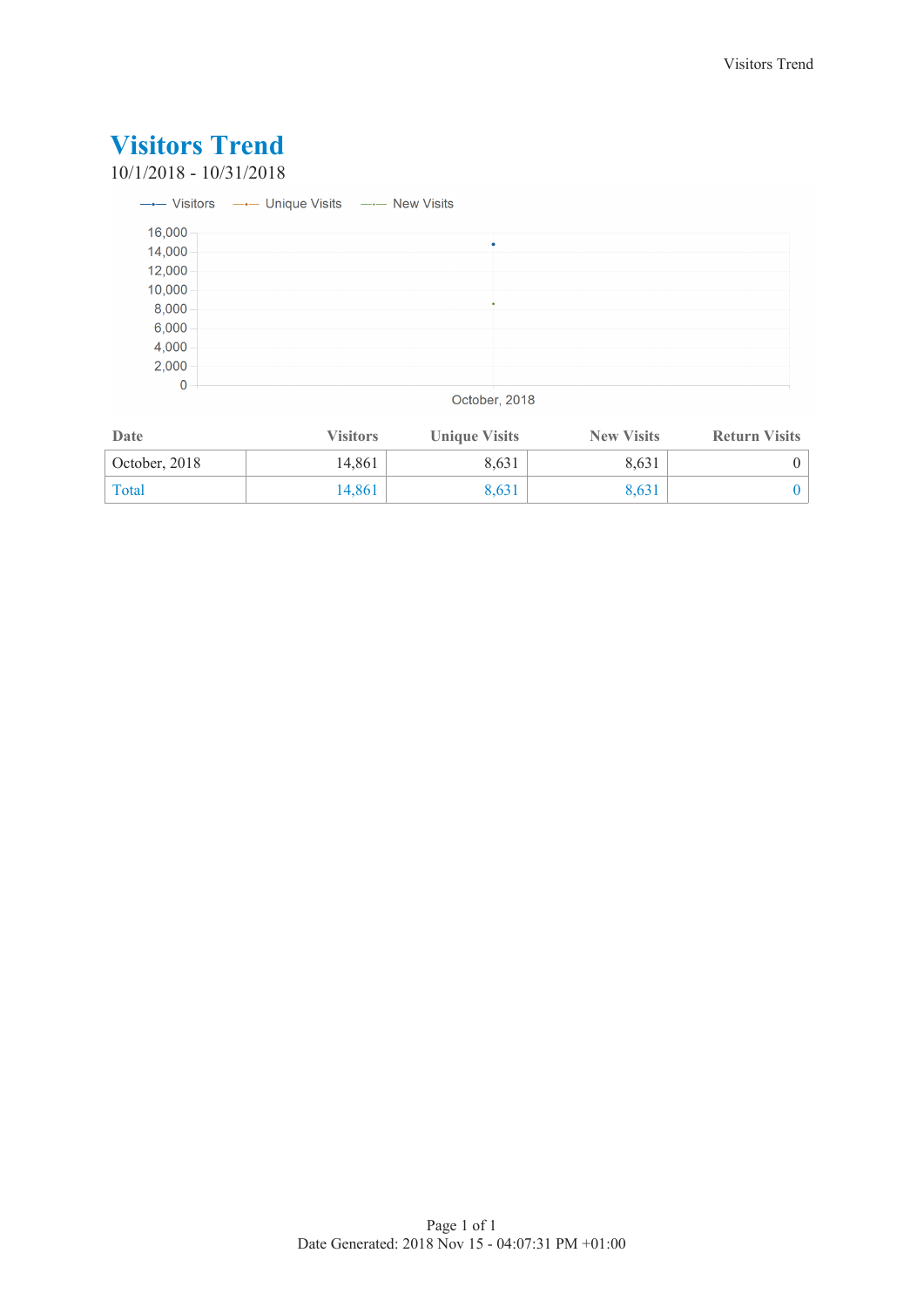# Visitors Trend

10/1/2018 - 10/31/2018

| Date | Visitors | Unique Visits | New Visits | Return Visits |
|---|---|---|---|---|
| October, 2018 | 14,861 | 8,631 | 8,631 | 0 |
| Total | 14,861 | 8,631 | 8,631 | 0 |

Date Generated: 2018 Nov 15 - 04:07:31 PM +01:00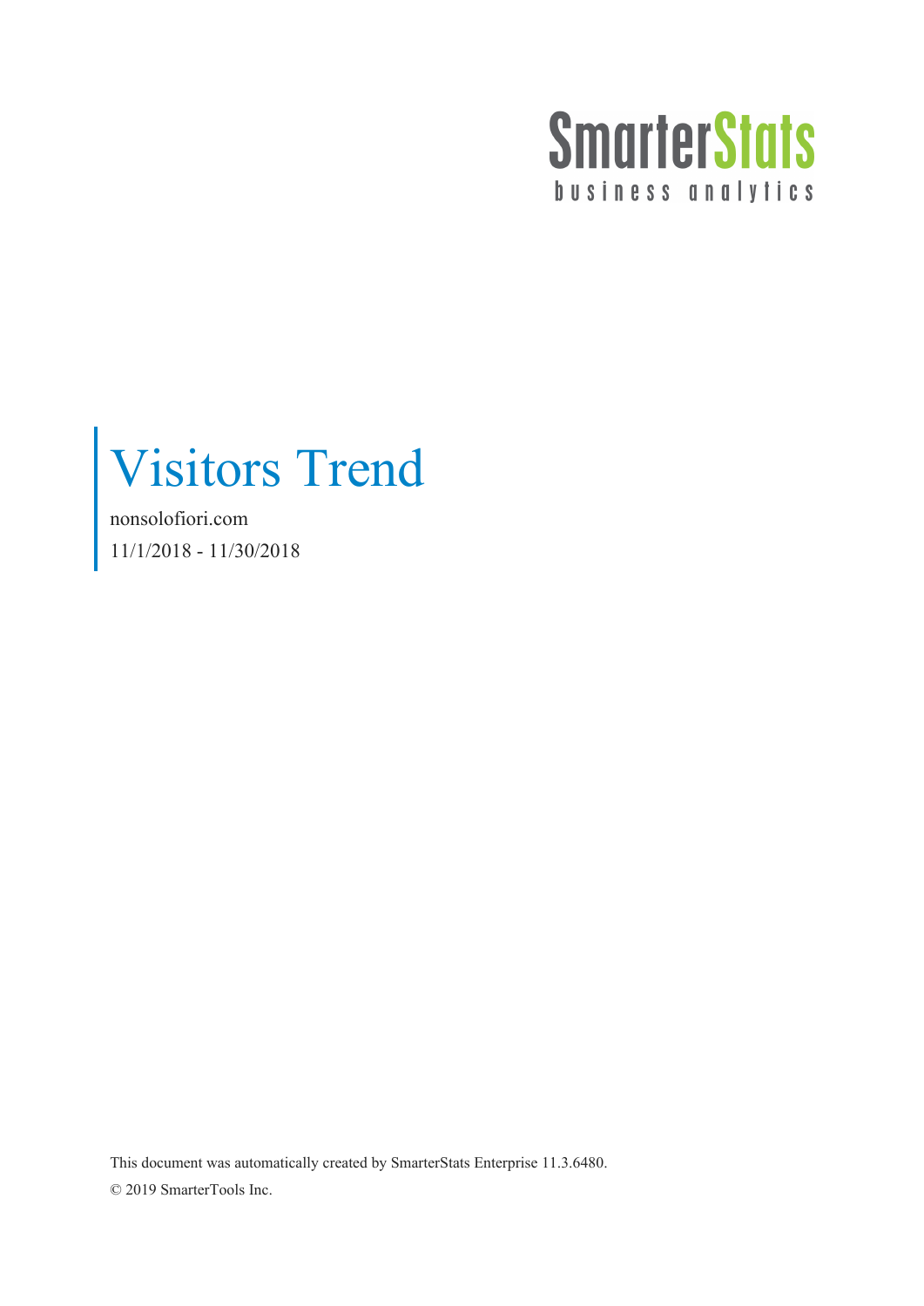SmarterStats
business analytics

# Visitors Trend

nonsolofiori.com

11/1/2018 - 11/30/2018

This document was automatically created by SmarterStats Enterprise 11.3.6480.

© 2019 SmarterTools Inc.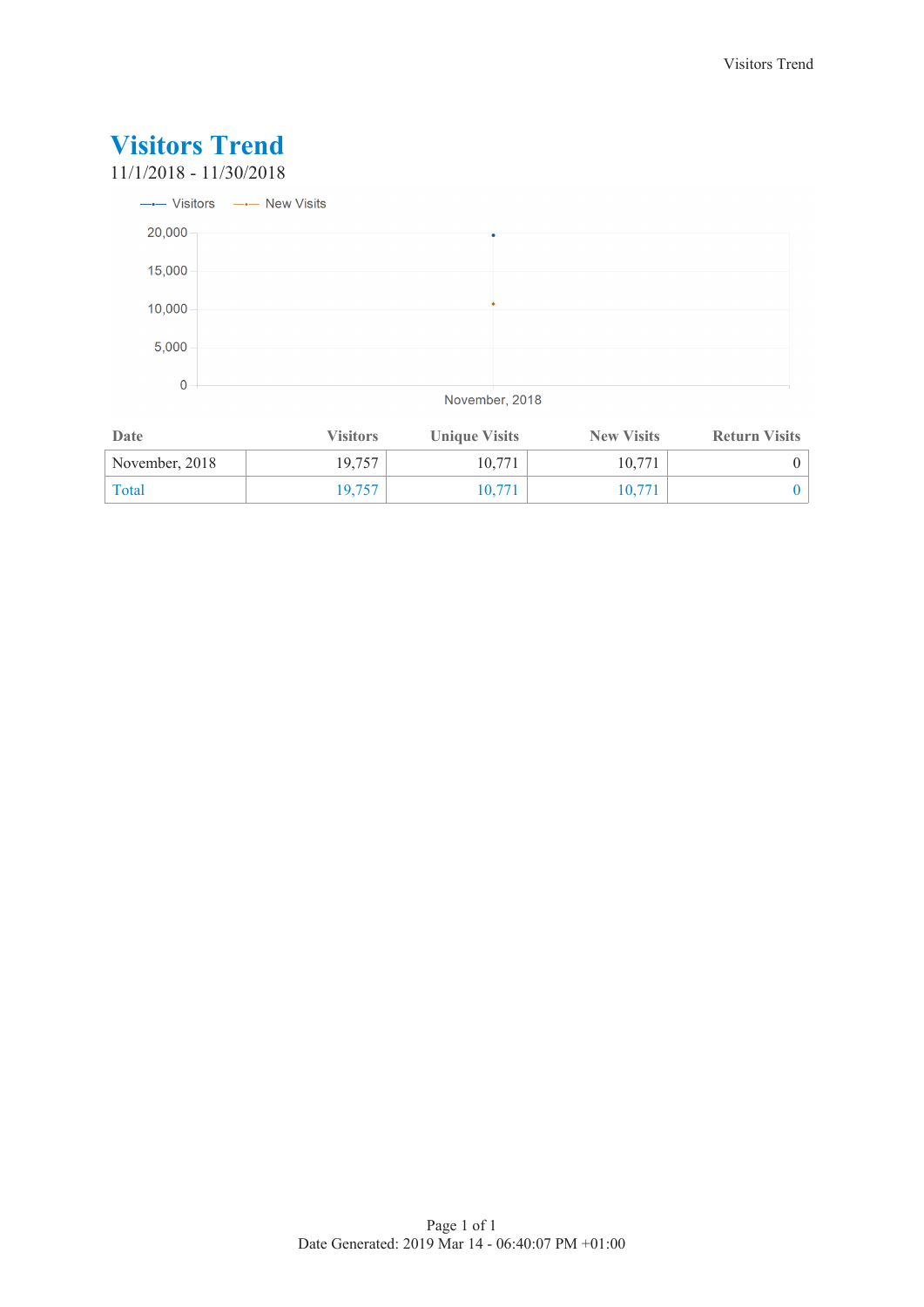# Visitors Trend

11/1/2018 - 11/30/2018

| Date | Visitors | Unique Visits | New Visits | Return Visits |
|---|---|---|---|---|
| November, 2018 | 19,757 | 10,771 | 10,771 | 0 |
| Total | 19,757 | 10,771 | 10,771 | 0 |

Date Generated: 2019 Mar 14 - 06:40:07 PM +01:00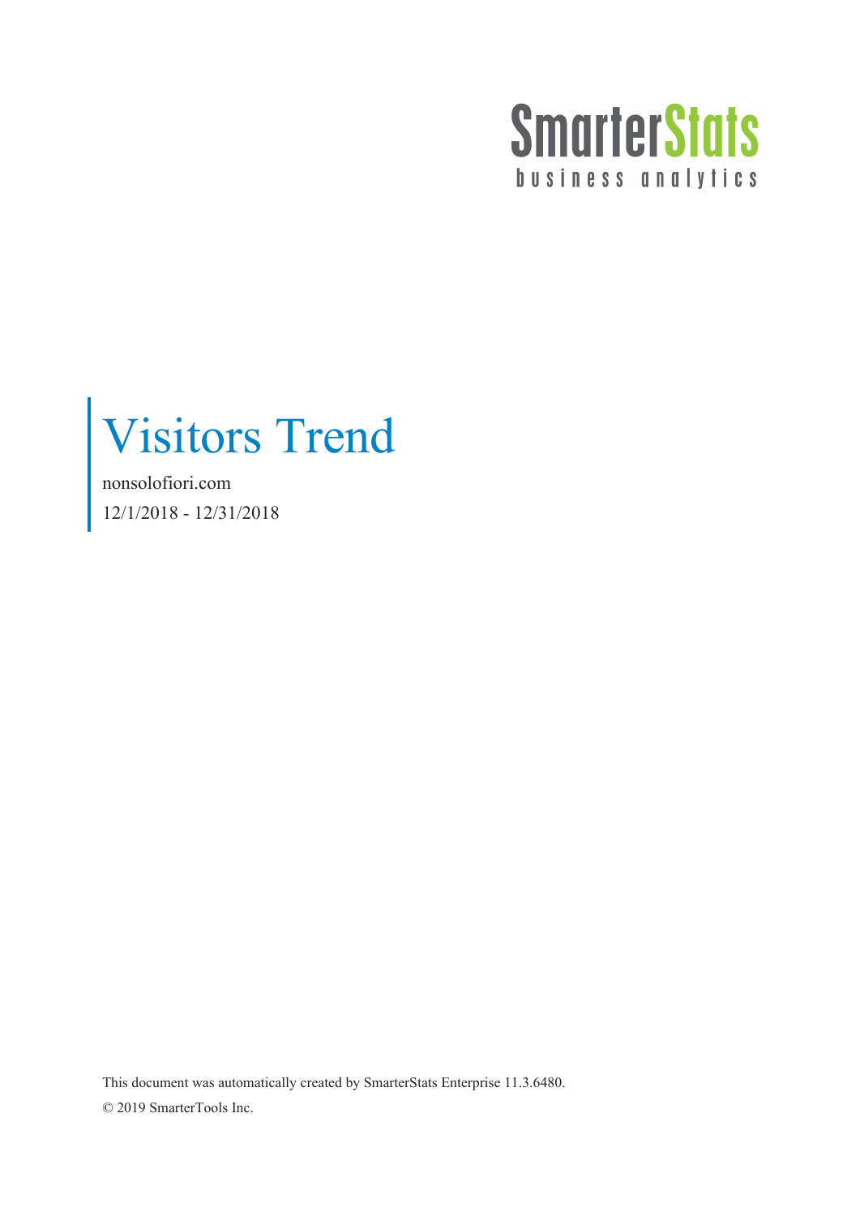SmarterStats

business analytics

# Visitors Trend

nonsolofiori.com

12/1/2018 - 12/31/2018

This document was automatically created by SmarterStats Enterprise 11.3.6480.

© 2019 SmarterTools Inc.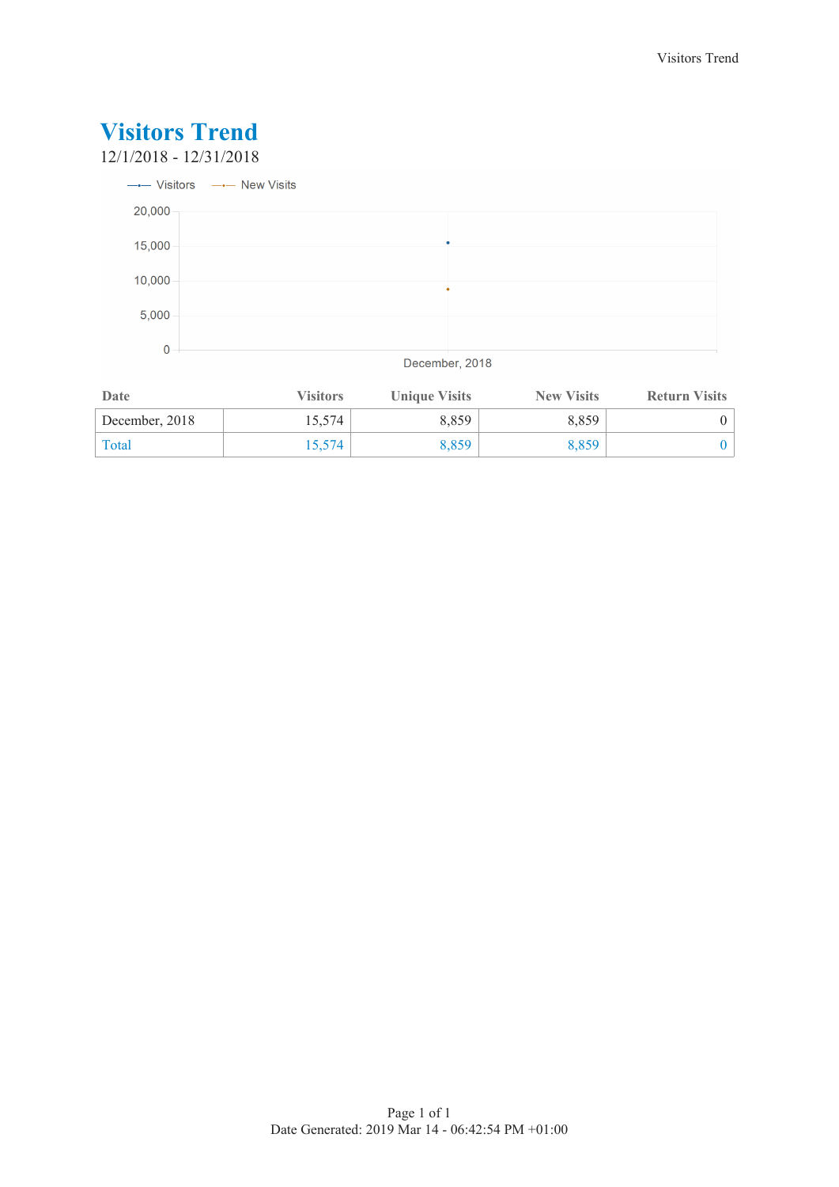# Visitors Trend

12/1/2018 - 12/31/2018

Visitors
New Visits

20,000
15,000
10,000
5,000
0

December, 2018

| Date | Visitors | Unique Visits | New Visits | Return Visits |
|---|---|---|---|---|
| December, 2018 | 15,574 | 8,859 | 8,859 | 0 |
| Total | 15,574 | 8,859 | 8,859 | 0 |

Date Generated: 2019 Mar 14 - 06:42:54 PM +01:00